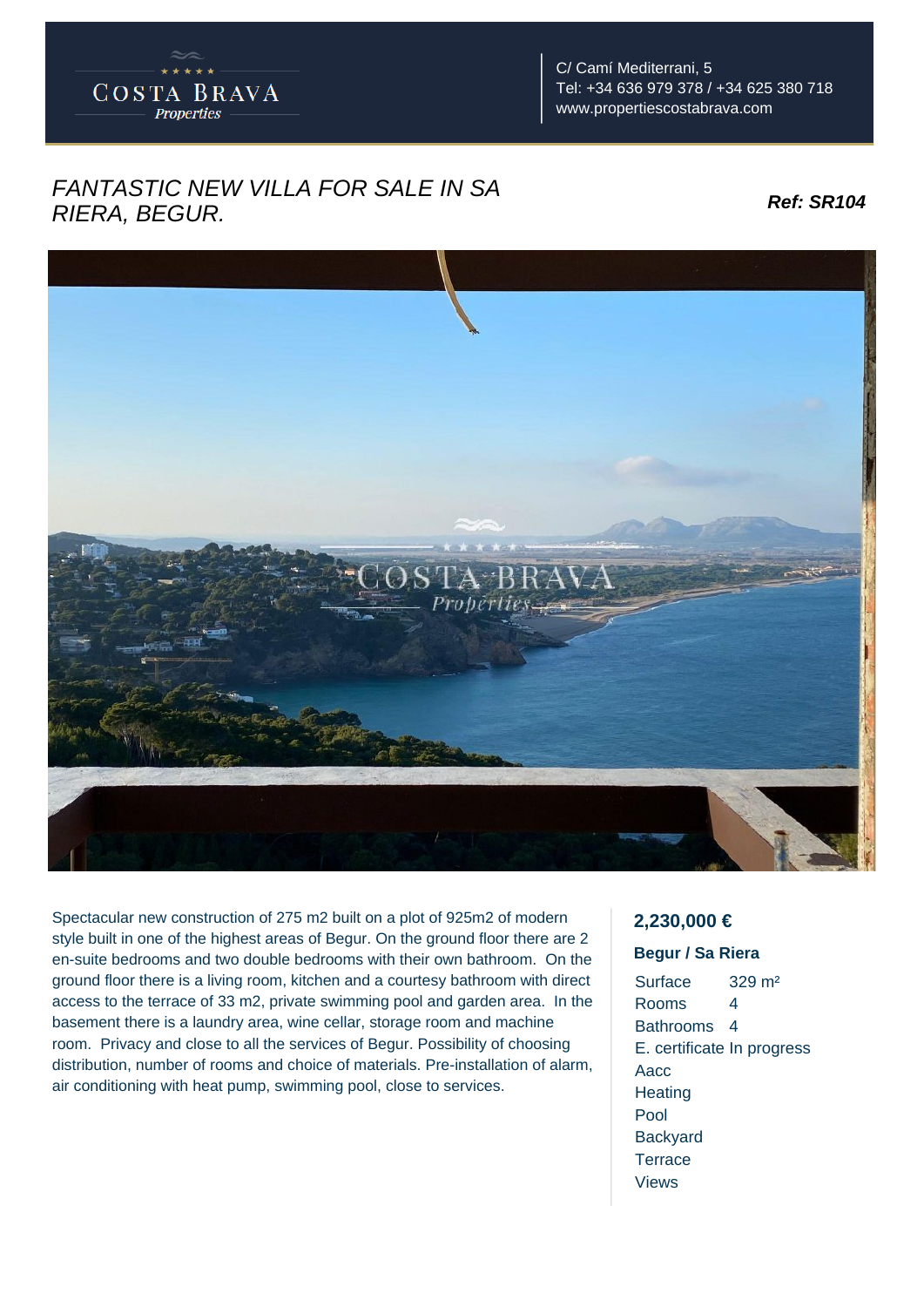COSTA BRAVA Properties

C/ Camí Mediterrani, 5
Tel: +34 636 979 378 / +34 625 380 718
www.propertiescostabrava.com

# *FANTASTIC NEW VILLA FOR SALE IN SA RIERA, BEGUR.*

***Ref: SR104***

Spectacular new construction of 275 m2 built on a plot of 925m2 of modern style built in one of the highest areas of Begur. On the ground floor there are 2 en-suite bedrooms and two double bedrooms with their own bathroom. On the ground floor there is a living room, kitchen and a courtesy bathroom with direct access to the terrace of 33 m2, private swimming pool and garden area. In the basement there is a laundry area, wine cellar, storage room and machine room. Privacy and close to all the services of Begur. Possibility of choosing distribution, number of rooms and choice of materials. Pre-installation of alarm, air conditioning with heat pump, swimming pool, close to services.

## 2,230,000 €

**Begur / Sa Riera**

| | |
|---|---|
| Surface | 329 m² |
| Rooms | 4 |
| Bathrooms | 4 |
| E. certificate | In progress |

- Aacc
- Heating
- Pool
- Backyard
- Terrace
- Views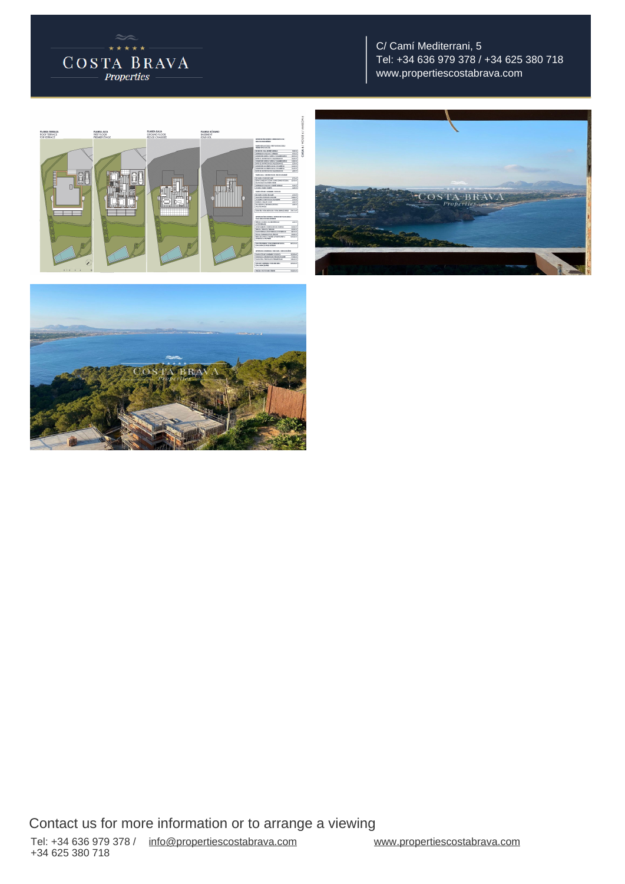Contact us for more information or to arrange a viewing

Tel: +34 636 979 378 / +34 625 380 718

info@propertiescostabrava.com

www.propertiescostabrava.com